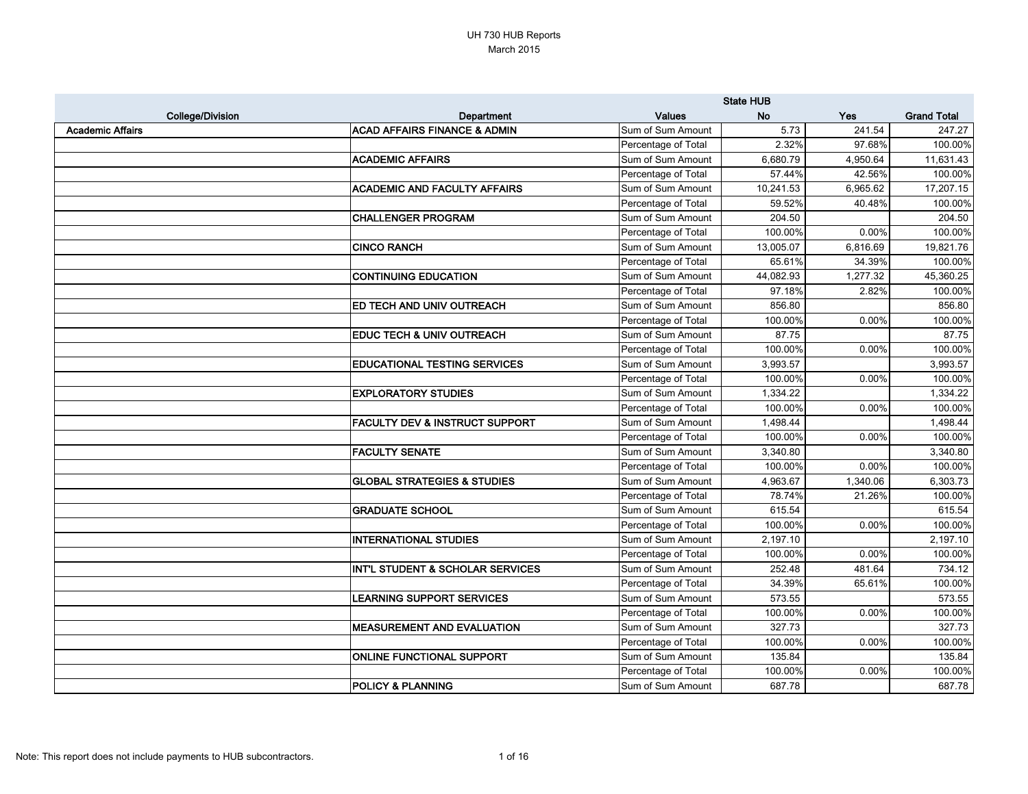# UH 730 HUB Reports
March 2015

| College/Division | Department | Values | State HUB No | State HUB Yes | Grand Total |
|---|---|---|---|---|---|
| **Academic Affairs** | **ACAD AFFAIRS FINANCE & ADMIN** | Sum of Sum Amount | 5.73 | 241.54 | 247.27 |
| | | Percentage of Total | 2.32% | 97.68% | 100.00% |
| | **ACADEMIC AFFAIRS** | Sum of Sum Amount | 6,680.79 | 4,950.64 | 11,631.43 |
| | | Percentage of Total | 57.44% | 42.56% | 100.00% |
| | **ACADEMIC AND FACULTY AFFAIRS** | Sum of Sum Amount | 10,241.53 | 6,965.62 | 17,207.15 |
| | | Percentage of Total | 59.52% | 40.48% | 100.00% |
| | **CHALLENGER PROGRAM** | Sum of Sum Amount | 204.50 | | 204.50 |
| | | Percentage of Total | 100.00% | 0.00% | 100.00% |
| | **CINCO RANCH** | Sum of Sum Amount | 13,005.07 | 6,816.69 | 19,821.76 |
| | | Percentage of Total | 65.61% | 34.39% | 100.00% |
| | **CONTINUING EDUCATION** | Sum of Sum Amount | 44,082.93 | 1,277.32 | 45,360.25 |
| | | Percentage of Total | 97.18% | 2.82% | 100.00% |
| | **ED TECH AND UNIV OUTREACH** | Sum of Sum Amount | 856.80 | | 856.80 |
| | | Percentage of Total | 100.00% | 0.00% | 100.00% |
| | **EDUC TECH & UNIV OUTREACH** | Sum of Sum Amount | 87.75 | | 87.75 |
| | | Percentage of Total | 100.00% | 0.00% | 100.00% |
| | **EDUCATIONAL TESTING SERVICES** | Sum of Sum Amount | 3,993.57 | | 3,993.57 |
| | | Percentage of Total | 100.00% | 0.00% | 100.00% |
| | **EXPLORATORY STUDIES** | Sum of Sum Amount | 1,334.22 | | 1,334.22 |
| | | Percentage of Total | 100.00% | 0.00% | 100.00% |
| | **FACULTY DEV & INSTRUCT SUPPORT** | Sum of Sum Amount | 1,498.44 | | 1,498.44 |
| | | Percentage of Total | 100.00% | 0.00% | 100.00% |
| | **FACULTY SENATE** | Sum of Sum Amount | 3,340.80 | | 3,340.80 |
| | | Percentage of Total | 100.00% | 0.00% | 100.00% |
| | **GLOBAL STRATEGIES & STUDIES** | Sum of Sum Amount | 4,963.67 | 1,340.06 | 6,303.73 |
| | | Percentage of Total | 78.74% | 21.26% | 100.00% |
| | **GRADUATE SCHOOL** | Sum of Sum Amount | 615.54 | | 615.54 |
| | | Percentage of Total | 100.00% | 0.00% | 100.00% |
| | **INTERNATIONAL STUDIES** | Sum of Sum Amount | 2,197.10 | | 2,197.10 |
| | | Percentage of Total | 100.00% | 0.00% | 100.00% |
| | **INT'L STUDENT & SCHOLAR SERVICES** | Sum of Sum Amount | 252.48 | 481.64 | 734.12 |
| | | Percentage of Total | 34.39% | 65.61% | 100.00% |
| | **LEARNING SUPPORT SERVICES** | Sum of Sum Amount | 573.55 | | 573.55 |
| | | Percentage of Total | 100.00% | 0.00% | 100.00% |
| | **MEASUREMENT AND EVALUATION** | Sum of Sum Amount | 327.73 | | 327.73 |
| | | Percentage of Total | 100.00% | 0.00% | 100.00% |
| | **ONLINE FUNCTIONAL SUPPORT** | Sum of Sum Amount | 135.84 | | 135.84 |
| | | Percentage of Total | 100.00% | 0.00% | 100.00% |
| | **POLICY & PLANNING** | Sum of Sum Amount | 687.78 | | 687.78 |

Note: This report does not include payments to HUB subcontractors.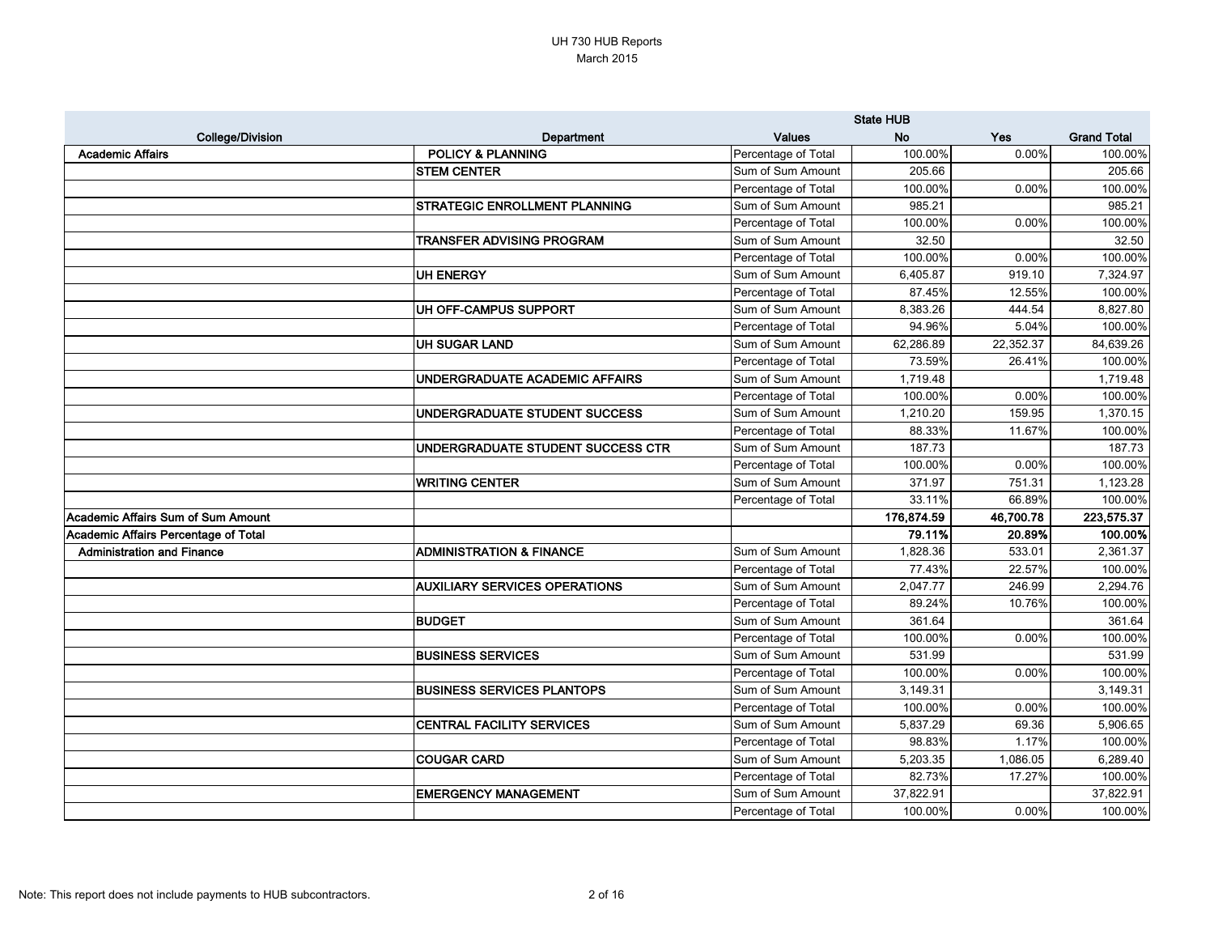UH 730 HUB Reports
March 2015

| College/Division | Department | Values | State HUB No | Yes | Grand Total |
|---|---|---|---|---|---|
| **Academic Affairs** | **POLICY & PLANNING** | Percentage of Total | 100.00% | 0.00% | 100.00% |
| | **STEM CENTER** | Sum of Sum Amount | 205.66 | | 205.66 |
| | | Percentage of Total | 100.00% | 0.00% | 100.00% |
| | **STRATEGIC ENROLLMENT PLANNING** | Sum of Sum Amount | 985.21 | | 985.21 |
| | | Percentage of Total | 100.00% | 0.00% | 100.00% |
| | **TRANSFER ADVISING PROGRAM** | Sum of Sum Amount | 32.50 | | 32.50 |
| | | Percentage of Total | 100.00% | 0.00% | 100.00% |
| | **UH ENERGY** | Sum of Sum Amount | 6,405.87 | 919.10 | 7,324.97 |
| | | Percentage of Total | 87.45% | 12.55% | 100.00% |
| | **UH OFF-CAMPUS SUPPORT** | Sum of Sum Amount | 8,383.26 | 444.54 | 8,827.80 |
| | | Percentage of Total | 94.96% | 5.04% | 100.00% |
| | **UH SUGAR LAND** | Sum of Sum Amount | 62,286.89 | 22,352.37 | 84,639.26 |
| | | Percentage of Total | 73.59% | 26.41% | 100.00% |
| | **UNDERGRADUATE ACADEMIC AFFAIRS** | Sum of Sum Amount | 1,719.48 | | 1,719.48 |
| | | Percentage of Total | 100.00% | 0.00% | 100.00% |
| | **UNDERGRADUATE STUDENT SUCCESS** | Sum of Sum Amount | 1,210.20 | 159.95 | 1,370.15 |
| | | Percentage of Total | 88.33% | 11.67% | 100.00% |
| | **UNDERGRADUATE STUDENT SUCCESS CTR** | Sum of Sum Amount | 187.73 | | 187.73 |
| | | Percentage of Total | 100.00% | 0.00% | 100.00% |
| | **WRITING CENTER** | Sum of Sum Amount | 371.97 | 751.31 | 1,123.28 |
| | | Percentage of Total | 33.11% | 66.89% | 100.00% |
| **Academic Affairs Sum of Sum Amount** | | | **176,874.59** | **46,700.78** | **223,575.37** |
| **Academic Affairs Percentage of Total** | | | **79.11%** | **20.89%** | **100.00%** |
| **Administration and Finance** | **ADMINISTRATION & FINANCE** | Sum of Sum Amount | 1,828.36 | 533.01 | 2,361.37 |
| | | Percentage of Total | 77.43% | 22.57% | 100.00% |
| | **AUXILIARY SERVICES OPERATIONS** | Sum of Sum Amount | 2,047.77 | 246.99 | 2,294.76 |
| | | Percentage of Total | 89.24% | 10.76% | 100.00% |
| | **BUDGET** | Sum of Sum Amount | 361.64 | | 361.64 |
| | | Percentage of Total | 100.00% | 0.00% | 100.00% |
| | **BUSINESS SERVICES** | Sum of Sum Amount | 531.99 | | 531.99 |
| | | Percentage of Total | 100.00% | 0.00% | 100.00% |
| | **BUSINESS SERVICES PLANTOPS** | Sum of Sum Amount | 3,149.31 | | 3,149.31 |
| | | Percentage of Total | 100.00% | 0.00% | 100.00% |
| | **CENTRAL FACILITY SERVICES** | Sum of Sum Amount | 5,837.29 | 69.36 | 5,906.65 |
| | | Percentage of Total | 98.83% | 1.17% | 100.00% |
| | **COUGAR CARD** | Sum of Sum Amount | 5,203.35 | 1,086.05 | 6,289.40 |
| | | Percentage of Total | 82.73% | 17.27% | 100.00% |
| | **EMERGENCY MANAGEMENT** | Sum of Sum Amount | 37,822.91 | | 37,822.91 |
| | | Percentage of Total | 100.00% | 0.00% | 100.00% |

Note: This report does not include payments to HUB subcontractors.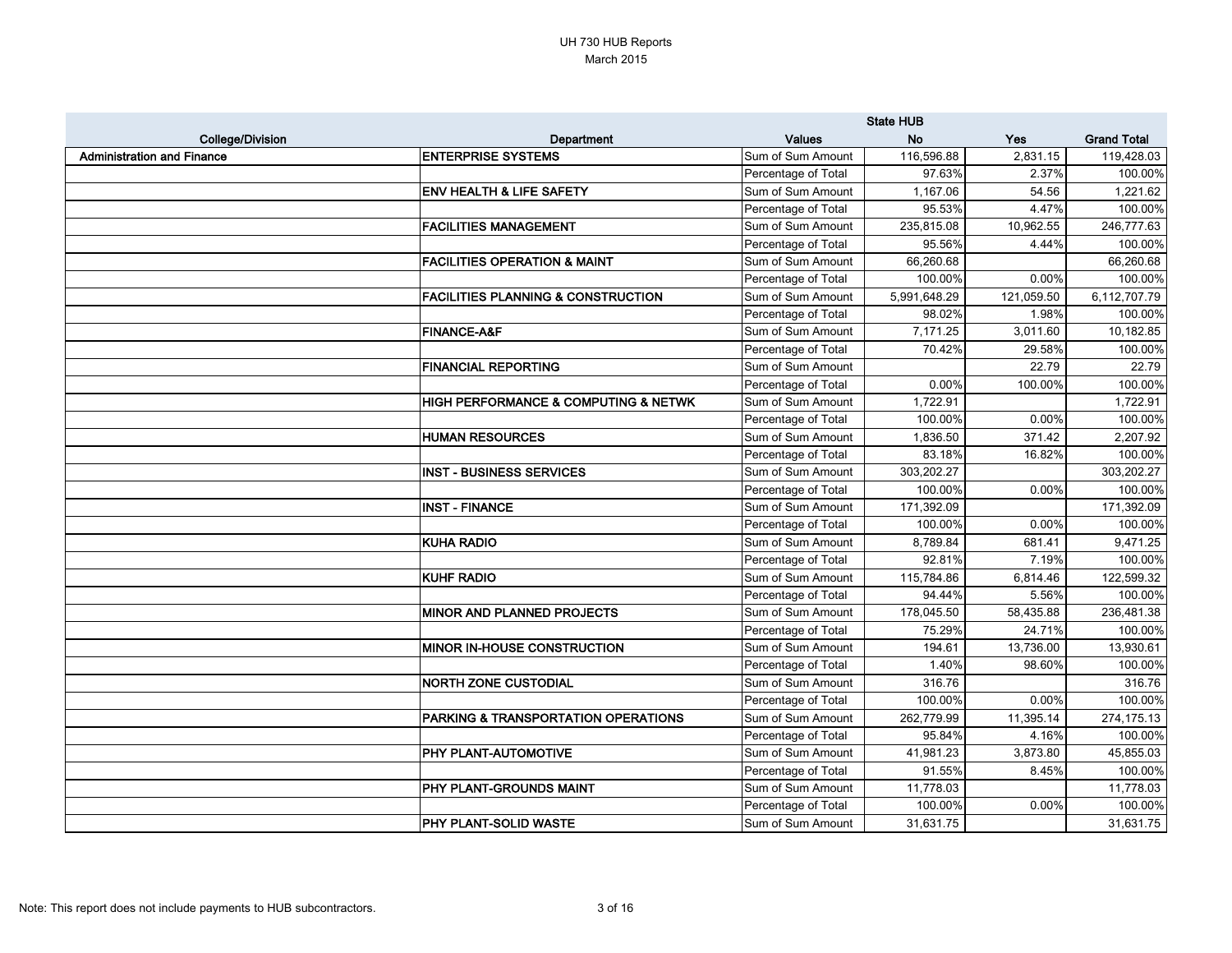UH 730 HUB Reports
March 2015

| College/Division | Department | Values | State HUB No | Yes | Grand Total |
|---|---|---|---|---|---|
| Administration and Finance | ENTERPRISE SYSTEMS | Sum of Sum Amount | 116,596.88 | 2,831.15 | 119,428.03 |
| | | Percentage of Total | 97.63% | 2.37% | 100.00% |
| | ENV HEALTH & LIFE SAFETY | Sum of Sum Amount | 1,167.06 | 54.56 | 1,221.62 |
| | | Percentage of Total | 95.53% | 4.47% | 100.00% |
| | FACILITIES MANAGEMENT | Sum of Sum Amount | 235,815.08 | 10,962.55 | 246,777.63 |
| | | Percentage of Total | 95.56% | 4.44% | 100.00% |
| | FACILITIES OPERATION & MAINT | Sum of Sum Amount | 66,260.68 | | 66,260.68 |
| | | Percentage of Total | 100.00% | 0.00% | 100.00% |
| | FACILITIES PLANNING & CONSTRUCTION | Sum of Sum Amount | 5,991,648.29 | 121,059.50 | 6,112,707.79 |
| | | Percentage of Total | 98.02% | 1.98% | 100.00% |
| | FINANCE-A&F | Sum of Sum Amount | 7,171.25 | 3,011.60 | 10,182.85 |
| | | Percentage of Total | 70.42% | 29.58% | 100.00% |
| | FINANCIAL REPORTING | Sum of Sum Amount | | 22.79 | 22.79 |
| | | Percentage of Total | 0.00% | 100.00% | 100.00% |
| | HIGH PERFORMANCE & COMPUTING & NETWK | Sum of Sum Amount | 1,722.91 | | 1,722.91 |
| | | Percentage of Total | 100.00% | 0.00% | 100.00% |
| | HUMAN RESOURCES | Sum of Sum Amount | 1,836.50 | 371.42 | 2,207.92 |
| | | Percentage of Total | 83.18% | 16.82% | 100.00% |
| | INST - BUSINESS SERVICES | Sum of Sum Amount | 303,202.27 | | 303,202.27 |
| | | Percentage of Total | 100.00% | 0.00% | 100.00% |
| | INST - FINANCE | Sum of Sum Amount | 171,392.09 | | 171,392.09 |
| | | Percentage of Total | 100.00% | 0.00% | 100.00% |
| | KUHA RADIO | Sum of Sum Amount | 8,789.84 | 681.41 | 9,471.25 |
| | | Percentage of Total | 92.81% | 7.19% | 100.00% |
| | KUHF RADIO | Sum of Sum Amount | 115,784.86 | 6,814.46 | 122,599.32 |
| | | Percentage of Total | 94.44% | 5.56% | 100.00% |
| | MINOR AND PLANNED PROJECTS | Sum of Sum Amount | 178,045.50 | 58,435.88 | 236,481.38 |
| | | Percentage of Total | 75.29% | 24.71% | 100.00% |
| | MINOR IN-HOUSE CONSTRUCTION | Sum of Sum Amount | 194.61 | 13,736.00 | 13,930.61 |
| | | Percentage of Total | 1.40% | 98.60% | 100.00% |
| | NORTH ZONE CUSTODIAL | Sum of Sum Amount | 316.76 | | 316.76 |
| | | Percentage of Total | 100.00% | 0.00% | 100.00% |
| | PARKING & TRANSPORTATION OPERATIONS | Sum of Sum Amount | 262,779.99 | 11,395.14 | 274,175.13 |
| | | Percentage of Total | 95.84% | 4.16% | 100.00% |
| | PHY PLANT-AUTOMOTIVE | Sum of Sum Amount | 41,981.23 | 3,873.80 | 45,855.03 |
| | | Percentage of Total | 91.55% | 8.45% | 100.00% |
| | PHY PLANT-GROUNDS MAINT | Sum of Sum Amount | 11,778.03 | | 11,778.03 |
| | | Percentage of Total | 100.00% | 0.00% | 100.00% |
| | PHY PLANT-SOLID WASTE | Sum of Sum Amount | 31,631.75 | | 31,631.75 |

Note: This report does not include payments to HUB subcontractors.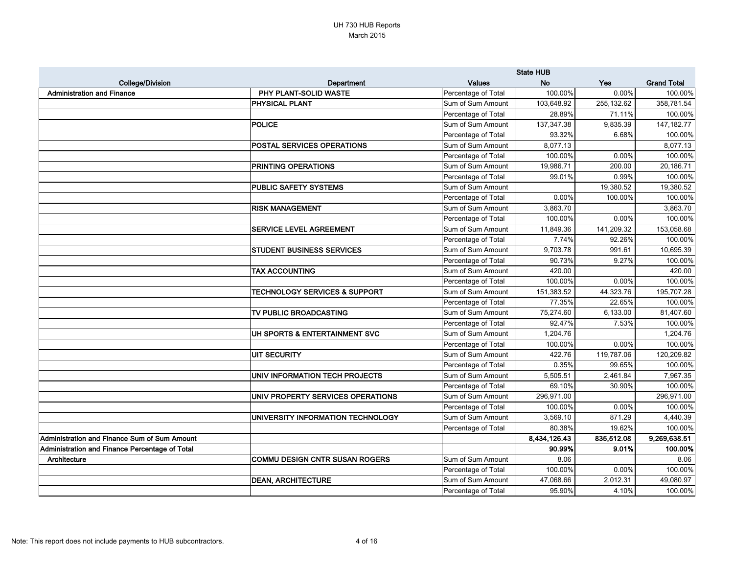UH 730 HUB Reports
March 2015

| College/Division | Department | Values | State HUB | | |
|---|---|---|---|---|---|
| | | | No | Yes | Grand Total |
| Administration and Finance | PHY PLANT-SOLID WASTE | Percentage of Total | 100.00% | 0.00% | 100.00% |
| | PHYSICAL PLANT | Sum of Sum Amount | 103,648.92 | 255,132.62 | 358,781.54 |
| | | Percentage of Total | 28.89% | 71.11% | 100.00% |
| | POLICE | Sum of Sum Amount | 137,347.38 | 9,835.39 | 147,182.77 |
| | | Percentage of Total | 93.32% | 6.68% | 100.00% |
| | POSTAL SERVICES OPERATIONS | Sum of Sum Amount | 8,077.13 | | 8,077.13 |
| | | Percentage of Total | 100.00% | 0.00% | 100.00% |
| | PRINTING OPERATIONS | Sum of Sum Amount | 19,986.71 | 200.00 | 20,186.71 |
| | | Percentage of Total | 99.01% | 0.99% | 100.00% |
| | PUBLIC SAFETY SYSTEMS | Sum of Sum Amount | | 19,380.52 | 19,380.52 |
| | | Percentage of Total | 0.00% | 100.00% | 100.00% |
| | RISK MANAGEMENT | Sum of Sum Amount | 3,863.70 | | 3,863.70 |
| | | Percentage of Total | 100.00% | 0.00% | 100.00% |
| | SERVICE LEVEL AGREEMENT | Sum of Sum Amount | 11,849.36 | 141,209.32 | 153,058.68 |
| | | Percentage of Total | 7.74% | 92.26% | 100.00% |
| | STUDENT BUSINESS SERVICES | Sum of Sum Amount | 9,703.78 | 991.61 | 10,695.39 |
| | | Percentage of Total | 90.73% | 9.27% | 100.00% |
| | TAX ACCOUNTING | Sum of Sum Amount | 420.00 | | 420.00 |
| | | Percentage of Total | 100.00% | 0.00% | 100.00% |
| | TECHNOLOGY SERVICES & SUPPORT | Sum of Sum Amount | 151,383.52 | 44,323.76 | 195,707.28 |
| | | Percentage of Total | 77.35% | 22.65% | 100.00% |
| | TV PUBLIC BROADCASTING | Sum of Sum Amount | 75,274.60 | 6,133.00 | 81,407.60 |
| | | Percentage of Total | 92.47% | 7.53% | 100.00% |
| | UH SPORTS & ENTERTAINMENT SVC | Sum of Sum Amount | 1,204.76 | | 1,204.76 |
| | | Percentage of Total | 100.00% | 0.00% | 100.00% |
| | UIT SECURITY | Sum of Sum Amount | 422.76 | 119,787.06 | 120,209.82 |
| | | Percentage of Total | 0.35% | 99.65% | 100.00% |
| | UNIV INFORMATION TECH PROJECTS | Sum of Sum Amount | 5,505.51 | 2,461.84 | 7,967.35 |
| | | Percentage of Total | 69.10% | 30.90% | 100.00% |
| | UNIV PROPERTY SERVICES OPERATIONS | Sum of Sum Amount | 296,971.00 | | 296,971.00 |
| | | Percentage of Total | 100.00% | 0.00% | 100.00% |
| | UNIVERSITY INFORMATION TECHNOLOGY | Sum of Sum Amount | 3,569.10 | 871.29 | 4,440.39 |
| | | Percentage of Total | 80.38% | 19.62% | 100.00% |
| **Administration and Finance Sum of Sum Amount** | | | **8,434,126.43** | **835,512.08** | **9,269,638.51** |
| **Administration and Finance Percentage of Total** | | | **90.99%** | **9.01%** | **100.00%** |
| Architecture | COMMU DESIGN CNTR SUSAN ROGERS | Sum of Sum Amount | 8.06 | | 8.06 |
| | | Percentage of Total | 100.00% | 0.00% | 100.00% |
| | DEAN, ARCHITECTURE | Sum of Sum Amount | 47,068.66 | 2,012.31 | 49,080.97 |
| | | Percentage of Total | 95.90% | 4.10% | 100.00% |

Note: This report does not include payments to HUB subcontractors.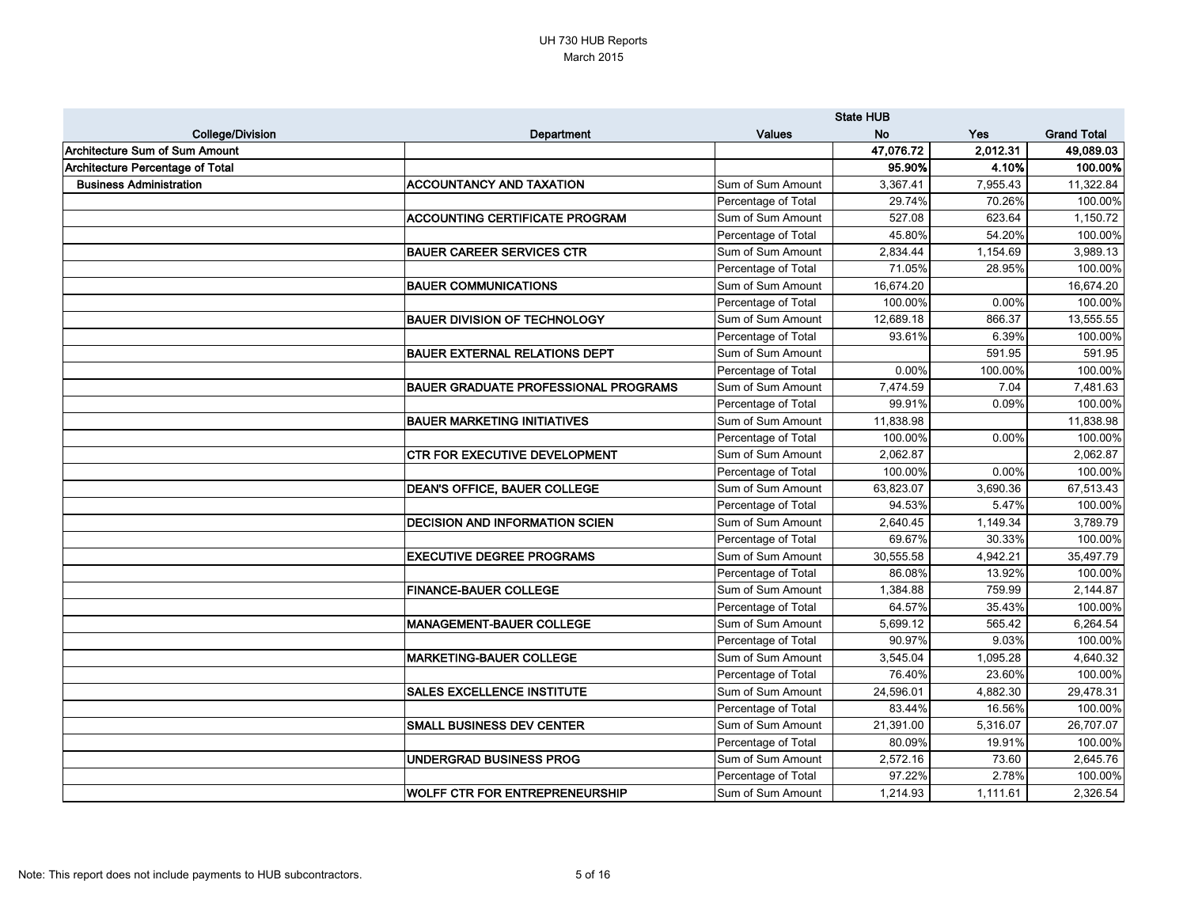# UH 730 HUB Reports

March 2015

| College/Division | Department | Values | State HUB No | Yes | Grand Total |
|---|---|---|---|---|---|
| **Architecture Sum of Sum Amount** | | | **47,076.72** | **2,012.31** | **49,089.03** |
| **Architecture Percentage of Total** | | | **95.90%** | **4.10%** | **100.00%** |
| **Business Administration** | **ACCOUNTANCY AND TAXATION** | Sum of Sum Amount | 3,367.41 | 7,955.43 | 11,322.84 |
| | | Percentage of Total | 29.74% | 70.26% | 100.00% |
| | **ACCOUNTING CERTIFICATE PROGRAM** | Sum of Sum Amount | 527.08 | 623.64 | 1,150.72 |
| | | Percentage of Total | 45.80% | 54.20% | 100.00% |
| | **BAUER CAREER SERVICES CTR** | Sum of Sum Amount | 2,834.44 | 1,154.69 | 3,989.13 |
| | | Percentage of Total | 71.05% | 28.95% | 100.00% |
| | **BAUER COMMUNICATIONS** | Sum of Sum Amount | 16,674.20 | | 16,674.20 |
| | | Percentage of Total | 100.00% | 0.00% | 100.00% |
| | **BAUER DIVISION OF TECHNOLOGY** | Sum of Sum Amount | 12,689.18 | 866.37 | 13,555.55 |
| | | Percentage of Total | 93.61% | 6.39% | 100.00% |
| | **BAUER EXTERNAL RELATIONS DEPT** | Sum of Sum Amount | | 591.95 | 591.95 |
| | | Percentage of Total | 0.00% | 100.00% | 100.00% |
| | **BAUER GRADUATE PROFESSIONAL PROGRAMS** | Sum of Sum Amount | 7,474.59 | 7.04 | 7,481.63 |
| | | Percentage of Total | 99.91% | 0.09% | 100.00% |
| | **BAUER MARKETING INITIATIVES** | Sum of Sum Amount | 11,838.98 | | 11,838.98 |
| | | Percentage of Total | 100.00% | 0.00% | 100.00% |
| | **CTR FOR EXECUTIVE DEVELOPMENT** | Sum of Sum Amount | 2,062.87 | | 2,062.87 |
| | | Percentage of Total | 100.00% | 0.00% | 100.00% |
| | **DEAN'S OFFICE, BAUER COLLEGE** | Sum of Sum Amount | 63,823.07 | 3,690.36 | 67,513.43 |
| | | Percentage of Total | 94.53% | 5.47% | 100.00% |
| | **DECISION AND INFORMATION SCIEN** | Sum of Sum Amount | 2,640.45 | 1,149.34 | 3,789.79 |
| | | Percentage of Total | 69.67% | 30.33% | 100.00% |
| | **EXECUTIVE DEGREE PROGRAMS** | Sum of Sum Amount | 30,555.58 | 4,942.21 | 35,497.79 |
| | | Percentage of Total | 86.08% | 13.92% | 100.00% |
| | **FINANCE-BAUER COLLEGE** | Sum of Sum Amount | 1,384.88 | 759.99 | 2,144.87 |
| | | Percentage of Total | 64.57% | 35.43% | 100.00% |
| | **MANAGEMENT-BAUER COLLEGE** | Sum of Sum Amount | 5,699.12 | 565.42 | 6,264.54 |
| | | Percentage of Total | 90.97% | 9.03% | 100.00% |
| | **MARKETING-BAUER COLLEGE** | Sum of Sum Amount | 3,545.04 | 1,095.28 | 4,640.32 |
| | | Percentage of Total | 76.40% | 23.60% | 100.00% |
| | **SALES EXCELLENCE INSTITUTE** | Sum of Sum Amount | 24,596.01 | 4,882.30 | 29,478.31 |
| | | Percentage of Total | 83.44% | 16.56% | 100.00% |
| | **SMALL BUSINESS DEV CENTER** | Sum of Sum Amount | 21,391.00 | 5,316.07 | 26,707.07 |
| | | Percentage of Total | 80.09% | 19.91% | 100.00% |
| | **UNDERGRAD BUSINESS PROG** | Sum of Sum Amount | 2,572.16 | 73.60 | 2,645.76 |
| | | Percentage of Total | 97.22% | 2.78% | 100.00% |
| | **WOLFF CTR FOR ENTREPRENEURSHIP** | Sum of Sum Amount | 1,214.93 | 1,111.61 | 2,326.54 |

Note: This report does not include payments to HUB subcontractors.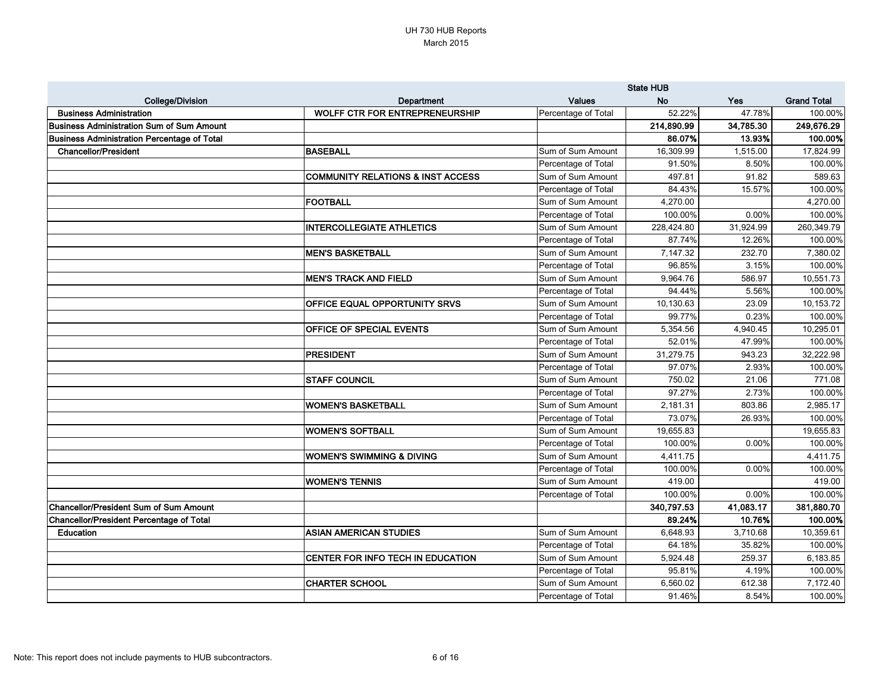UH 730 HUB Reports
March 2015

| College/Division | Department | Values | State HUB No | Yes | Grand Total |
|---|---|---|---|---|---|
| Business Administration | WOLFF CTR FOR ENTREPRENEURSHIP | Percentage of Total | 52.22% | 47.78% | 100.00% |
| **Business Administration Sum of Sum Amount** | | | **214,890.99** | **34,785.30** | **249,676.29** |
| **Business Administration Percentage of Total** | | | **86.07%** | **13.93%** | **100.00%** |
| Chancellor/President | BASEBALL | Sum of Sum Amount | 16,309.99 | 1,515.00 | 17,824.99 |
| | | Percentage of Total | 91.50% | 8.50% | 100.00% |
| | COMMUNITY RELATIONS & INST ACCESS | Sum of Sum Amount | 497.81 | 91.82 | 589.63 |
| | | Percentage of Total | 84.43% | 15.57% | 100.00% |
| | FOOTBALL | Sum of Sum Amount | 4,270.00 | | 4,270.00 |
| | | Percentage of Total | 100.00% | 0.00% | 100.00% |
| | INTERCOLLEGIATE ATHLETICS | Sum of Sum Amount | 228,424.80 | 31,924.99 | 260,349.79 |
| | | Percentage of Total | 87.74% | 12.26% | 100.00% |
| | MEN'S BASKETBALL | Sum of Sum Amount | 7,147.32 | 232.70 | 7,380.02 |
| | | Percentage of Total | 96.85% | 3.15% | 100.00% |
| | MEN'S TRACK AND FIELD | Sum of Sum Amount | 9,964.76 | 586.97 | 10,551.73 |
| | | Percentage of Total | 94.44% | 5.56% | 100.00% |
| | OFFICE EQUAL OPPORTUNITY SRVS | Sum of Sum Amount | 10,130.63 | 23.09 | 10,153.72 |
| | | Percentage of Total | 99.77% | 0.23% | 100.00% |
| | OFFICE OF SPECIAL EVENTS | Sum of Sum Amount | 5,354.56 | 4,940.45 | 10,295.01 |
| | | Percentage of Total | 52.01% | 47.99% | 100.00% |
| | PRESIDENT | Sum of Sum Amount | 31,279.75 | 943.23 | 32,222.98 |
| | | Percentage of Total | 97.07% | 2.93% | 100.00% |
| | STAFF COUNCIL | Sum of Sum Amount | 750.02 | 21.06 | 771.08 |
| | | Percentage of Total | 97.27% | 2.73% | 100.00% |
| | WOMEN'S BASKETBALL | Sum of Sum Amount | 2,181.31 | 803.86 | 2,985.17 |
| | | Percentage of Total | 73.07% | 26.93% | 100.00% |
| | WOMEN'S SOFTBALL | Sum of Sum Amount | 19,655.83 | | 19,655.83 |
| | | Percentage of Total | 100.00% | 0.00% | 100.00% |
| | WOMEN'S SWIMMING & DIVING | Sum of Sum Amount | 4,411.75 | | 4,411.75 |
| | | Percentage of Total | 100.00% | 0.00% | 100.00% |
| | WOMEN'S TENNIS | Sum of Sum Amount | 419.00 | | 419.00 |
| | | Percentage of Total | 100.00% | 0.00% | 100.00% |
| **Chancellor/President Sum of Sum Amount** | | | **340,797.53** | **41,083.17** | **381,880.70** |
| **Chancellor/President Percentage of Total** | | | **89.24%** | **10.76%** | **100.00%** |
| Education | ASIAN AMERICAN STUDIES | Sum of Sum Amount | 6,648.93 | 3,710.68 | 10,359.61 |
| | | Percentage of Total | 64.18% | 35.82% | 100.00% |
| | CENTER FOR INFO TECH IN EDUCATION | Sum of Sum Amount | 5,924.48 | 259.37 | 6,183.85 |
| | | Percentage of Total | 95.81% | 4.19% | 100.00% |
| | CHARTER SCHOOL | Sum of Sum Amount | 6,560.02 | 612.38 | 7,172.40 |
| | | Percentage of Total | 91.46% | 8.54% | 100.00% |

Note: This report does not include payments to HUB subcontractors.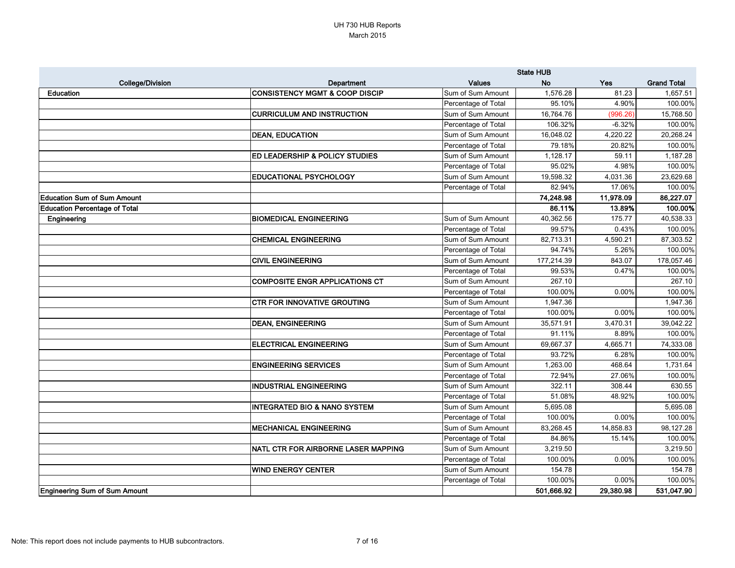UH 730 HUB Reports
March 2015

| College/Division | Department | Values | State HUB No | Yes | Grand Total |
|---|---|---|---|---|---|
| **Education** | **CONSISTENCY MGMT & COOP DISCIP** | Sum of Sum Amount | 1,576.28 | 81.23 | 1,657.51 |
| | | Percentage of Total | 95.10% | 4.90% | 100.00% |
| | **CURRICULUM AND INSTRUCTION** | Sum of Sum Amount | 16,764.76 | (996.26) | 15,768.50 |
| | | Percentage of Total | 106.32% | -6.32% | 100.00% |
| | **DEAN, EDUCATION** | Sum of Sum Amount | 16,048.02 | 4,220.22 | 20,268.24 |
| | | Percentage of Total | 79.18% | 20.82% | 100.00% |
| | **ED LEADERSHIP & POLICY STUDIES** | Sum of Sum Amount | 1,128.17 | 59.11 | 1,187.28 |
| | | Percentage of Total | 95.02% | 4.98% | 100.00% |
| | **EDUCATIONAL PSYCHOLOGY** | Sum of Sum Amount | 19,598.32 | 4,031.36 | 23,629.68 |
| | | Percentage of Total | 82.94% | 17.06% | 100.00% |
| **Education Sum of Sum Amount** | | | **74,248.98** | **11,978.09** | **86,227.07** |
| **Education Percentage of Total** | | | **86.11%** | **13.89%** | **100.00%** |
| **Engineering** | **BIOMEDICAL ENGINEERING** | Sum of Sum Amount | 40,362.56 | 175.77 | 40,538.33 |
| | | Percentage of Total | 99.57% | 0.43% | 100.00% |
| | **CHEMICAL ENGINEERING** | Sum of Sum Amount | 82,713.31 | 4,590.21 | 87,303.52 |
| | | Percentage of Total | 94.74% | 5.26% | 100.00% |
| | **CIVIL ENGINEERING** | Sum of Sum Amount | 177,214.39 | 843.07 | 178,057.46 |
| | | Percentage of Total | 99.53% | 0.47% | 100.00% |
| | **COMPOSITE ENGR APPLICATIONS CT** | Sum of Sum Amount | 267.10 | | 267.10 |
| | | Percentage of Total | 100.00% | 0.00% | 100.00% |
| | **CTR FOR INNOVATIVE GROUTING** | Sum of Sum Amount | 1,947.36 | | 1,947.36 |
| | | Percentage of Total | 100.00% | 0.00% | 100.00% |
| | **DEAN, ENGINEERING** | Sum of Sum Amount | 35,571.91 | 3,470.31 | 39,042.22 |
| | | Percentage of Total | 91.11% | 8.89% | 100.00% |
| | **ELECTRICAL ENGINEERING** | Sum of Sum Amount | 69,667.37 | 4,665.71 | 74,333.08 |
| | | Percentage of Total | 93.72% | 6.28% | 100.00% |
| | **ENGINEERING SERVICES** | Sum of Sum Amount | 1,263.00 | 468.64 | 1,731.64 |
| | | Percentage of Total | 72.94% | 27.06% | 100.00% |
| | **INDUSTRIAL ENGINEERING** | Sum of Sum Amount | 322.11 | 308.44 | 630.55 |
| | | Percentage of Total | 51.08% | 48.92% | 100.00% |
| | **INTEGRATED BIO & NANO SYSTEM** | Sum of Sum Amount | 5,695.08 | | 5,695.08 |
| | | Percentage of Total | 100.00% | 0.00% | 100.00% |
| | **MECHANICAL ENGINEERING** | Sum of Sum Amount | 83,268.45 | 14,858.83 | 98,127.28 |
| | | Percentage of Total | 84.86% | 15.14% | 100.00% |
| | **NATL CTR FOR AIRBORNE LASER MAPPING** | Sum of Sum Amount | 3,219.50 | | 3,219.50 |
| | | Percentage of Total | 100.00% | 0.00% | 100.00% |
| | **WIND ENERGY CENTER** | Sum of Sum Amount | 154.78 | | 154.78 |
| | | Percentage of Total | 100.00% | 0.00% | 100.00% |
| **Engineering Sum of Sum Amount** | | | **501,666.92** | **29,380.98** | **531,047.90** |

Note: This report does not include payments to HUB subcontractors.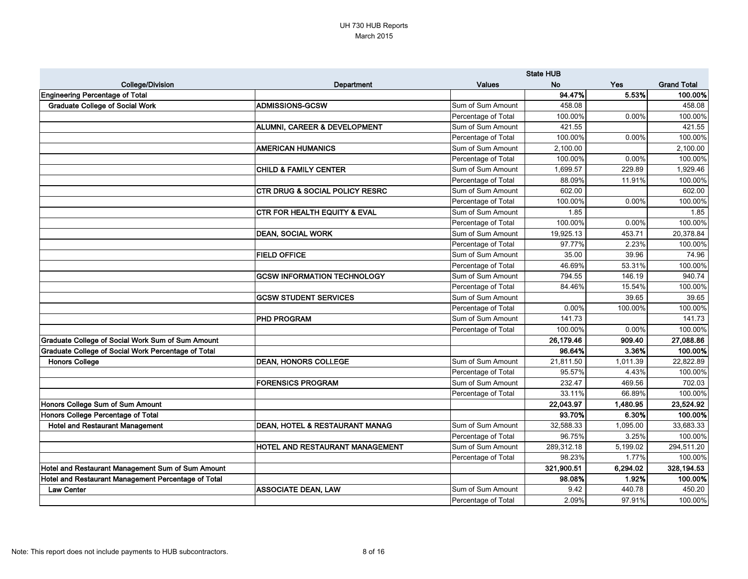UH 730 HUB Reports
March 2015

| | | | State HUB | | |
|---|---|---|---|---|---|
| **College/Division** | **Department** | **Values** | **No** | **Yes** | **Grand Total** |
| **Engineering Percentage of Total** | | | **94.47%** | **5.53%** | **100.00%** |
| **Graduate College of Social Work** | **ADMISSIONS-GCSW** | Sum of Sum Amount | 458.08 | | 458.08 |
| | | Percentage of Total | 100.00% | 0.00% | 100.00% |
| | **ALUMNI, CAREER & DEVELOPMENT** | Sum of Sum Amount | 421.55 | | 421.55 |
| | | Percentage of Total | 100.00% | 0.00% | 100.00% |
| | **AMERICAN HUMANICS** | Sum of Sum Amount | 2,100.00 | | 2,100.00 |
| | | Percentage of Total | 100.00% | 0.00% | 100.00% |
| | **CHILD & FAMILY CENTER** | Sum of Sum Amount | 1,699.57 | 229.89 | 1,929.46 |
| | | Percentage of Total | 88.09% | 11.91% | 100.00% |
| | **CTR DRUG & SOCIAL POLICY RESRC** | Sum of Sum Amount | 602.00 | | 602.00 |
| | | Percentage of Total | 100.00% | 0.00% | 100.00% |
| | **CTR FOR HEALTH EQUITY & EVAL** | Sum of Sum Amount | 1.85 | | 1.85 |
| | | Percentage of Total | 100.00% | 0.00% | 100.00% |
| | **DEAN, SOCIAL WORK** | Sum of Sum Amount | 19,925.13 | 453.71 | 20,378.84 |
| | | Percentage of Total | 97.77% | 2.23% | 100.00% |
| | **FIELD OFFICE** | Sum of Sum Amount | 35.00 | 39.96 | 74.96 |
| | | Percentage of Total | 46.69% | 53.31% | 100.00% |
| | **GCSW INFORMATION TECHNOLOGY** | Sum of Sum Amount | 794.55 | 146.19 | 940.74 |
| | | Percentage of Total | 84.46% | 15.54% | 100.00% |
| | **GCSW STUDENT SERVICES** | Sum of Sum Amount | | 39.65 | 39.65 |
| | | Percentage of Total | 0.00% | 100.00% | 100.00% |
| | **PHD PROGRAM** | Sum of Sum Amount | 141.73 | | 141.73 |
| | | Percentage of Total | 100.00% | 0.00% | 100.00% |
| **Graduate College of Social Work Sum of Sum Amount** | | | **26,179.46** | **909.40** | **27,088.86** |
| **Graduate College of Social Work Percentage of Total** | | | **96.64%** | **3.36%** | **100.00%** |
| **Honors College** | **DEAN, HONORS COLLEGE** | Sum of Sum Amount | 21,811.50 | 1,011.39 | 22,822.89 |
| | | Percentage of Total | 95.57% | 4.43% | 100.00% |
| | **FORENSICS PROGRAM** | Sum of Sum Amount | 232.47 | 469.56 | 702.03 |
| | | Percentage of Total | 33.11% | 66.89% | 100.00% |
| **Honors College Sum of Sum Amount** | | | **22,043.97** | **1,480.95** | **23,524.92** |
| **Honors College Percentage of Total** | | | **93.70%** | **6.30%** | **100.00%** |
| **Hotel and Restaurant Management** | **DEAN, HOTEL & RESTAURANT MANAG** | Sum of Sum Amount | 32,588.33 | 1,095.00 | 33,683.33 |
| | | Percentage of Total | 96.75% | 3.25% | 100.00% |
| | **HOTEL AND RESTAURANT MANAGEMENT** | Sum of Sum Amount | 289,312.18 | 5,199.02 | 294,511.20 |
| | | Percentage of Total | 98.23% | 1.77% | 100.00% |
| **Hotel and Restaurant Management Sum of Sum Amount** | | | **321,900.51** | **6,294.02** | **328,194.53** |
| **Hotel and Restaurant Management Percentage of Total** | | | **98.08%** | **1.92%** | **100.00%** |
| **Law Center** | **ASSOCIATE DEAN, LAW** | Sum of Sum Amount | 9.42 | 440.78 | 450.20 |
| | | Percentage of Total | 2.09% | 97.91% | 100.00% |

Note: This report does not include payments to HUB subcontractors.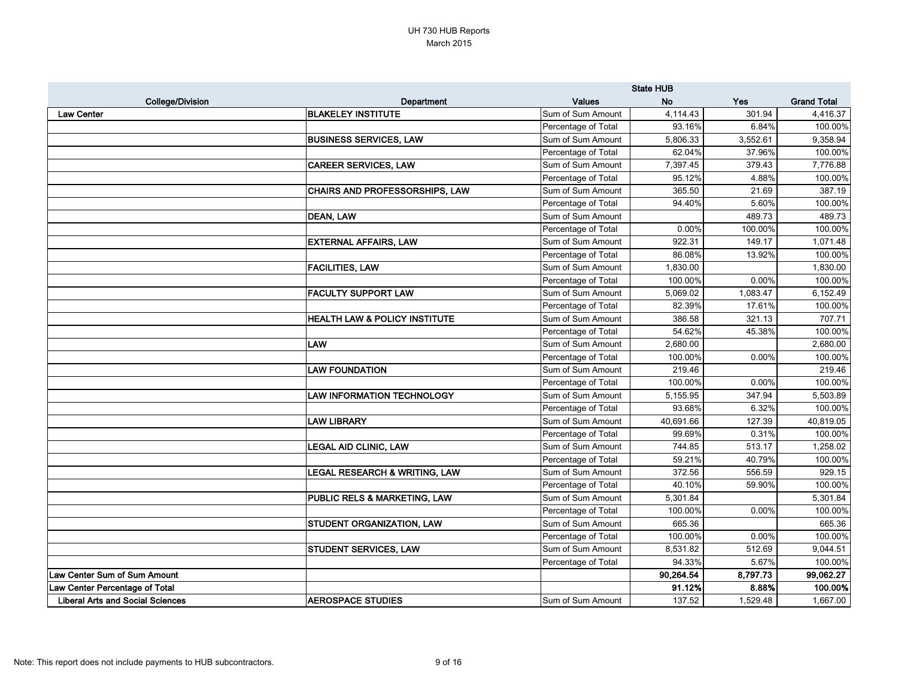UH 730 HUB Reports
March 2015

| College/Division | Department | Values | State HUB No | Yes | Grand Total |
|---|---|---|---|---|---|
| Law Center | BLAKELEY INSTITUTE | Sum of Sum Amount | 4,114.43 | 301.94 | 4,416.37 |
| | | Percentage of Total | 93.16% | 6.84% | 100.00% |
| | BUSINESS SERVICES, LAW | Sum of Sum Amount | 5,806.33 | 3,552.61 | 9,358.94 |
| | | Percentage of Total | 62.04% | 37.96% | 100.00% |
| | CAREER SERVICES, LAW | Sum of Sum Amount | 7,397.45 | 379.43 | 7,776.88 |
| | | Percentage of Total | 95.12% | 4.88% | 100.00% |
| | CHAIRS AND PROFESSORSHIPS, LAW | Sum of Sum Amount | 365.50 | 21.69 | 387.19 |
| | | Percentage of Total | 94.40% | 5.60% | 100.00% |
| | DEAN, LAW | Sum of Sum Amount | | 489.73 | 489.73 |
| | | Percentage of Total | 0.00% | 100.00% | 100.00% |
| | EXTERNAL AFFAIRS, LAW | Sum of Sum Amount | 922.31 | 149.17 | 1,071.48 |
| | | Percentage of Total | 86.08% | 13.92% | 100.00% |
| | FACILITIES, LAW | Sum of Sum Amount | 1,830.00 | | 1,830.00 |
| | | Percentage of Total | 100.00% | 0.00% | 100.00% |
| | FACULTY SUPPORT LAW | Sum of Sum Amount | 5,069.02 | 1,083.47 | 6,152.49 |
| | | Percentage of Total | 82.39% | 17.61% | 100.00% |
| | HEALTH LAW & POLICY INSTITUTE | Sum of Sum Amount | 386.58 | 321.13 | 707.71 |
| | | Percentage of Total | 54.62% | 45.38% | 100.00% |
| | LAW | Sum of Sum Amount | 2,680.00 | | 2,680.00 |
| | | Percentage of Total | 100.00% | 0.00% | 100.00% |
| | LAW FOUNDATION | Sum of Sum Amount | 219.46 | | 219.46 |
| | | Percentage of Total | 100.00% | 0.00% | 100.00% |
| | LAW INFORMATION TECHNOLOGY | Sum of Sum Amount | 5,155.95 | 347.94 | 5,503.89 |
| | | Percentage of Total | 93.68% | 6.32% | 100.00% |
| | LAW LIBRARY | Sum of Sum Amount | 40,691.66 | 127.39 | 40,819.05 |
| | | Percentage of Total | 99.69% | 0.31% | 100.00% |
| | LEGAL AID CLINIC, LAW | Sum of Sum Amount | 744.85 | 513.17 | 1,258.02 |
| | | Percentage of Total | 59.21% | 40.79% | 100.00% |
| | LEGAL RESEARCH & WRITING, LAW | Sum of Sum Amount | 372.56 | 556.59 | 929.15 |
| | | Percentage of Total | 40.10% | 59.90% | 100.00% |
| | PUBLIC RELS & MARKETING, LAW | Sum of Sum Amount | 5,301.84 | | 5,301.84 |
| | | Percentage of Total | 100.00% | 0.00% | 100.00% |
| | STUDENT ORGANIZATION, LAW | Sum of Sum Amount | 665.36 | | 665.36 |
| | | Percentage of Total | 100.00% | 0.00% | 100.00% |
| | STUDENT SERVICES, LAW | Sum of Sum Amount | 8,531.82 | 512.69 | 9,044.51 |
| | | Percentage of Total | 94.33% | 5.67% | 100.00% |
| **Law Center Sum of Sum Amount** | | | **90,264.54** | **8,797.73** | **99,062.27** |
| **Law Center Percentage of Total** | | | **91.12%** | **8.88%** | **100.00%** |
| Liberal Arts and Social Sciences | AEROSPACE STUDIES | Sum of Sum Amount | 137.52 | 1,529.48 | 1,667.00 |

Note: This report does not include payments to HUB subcontractors.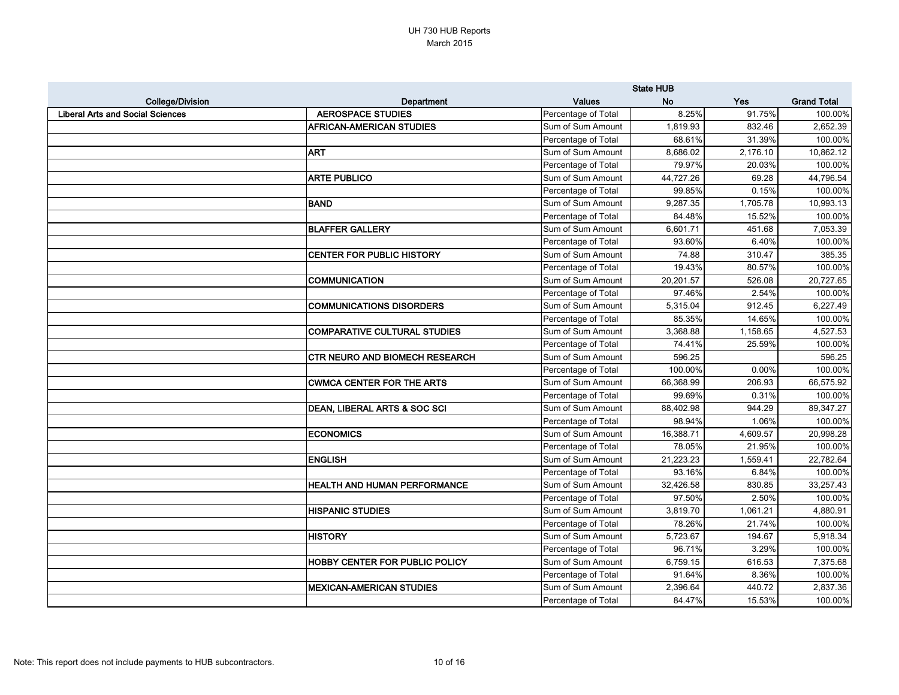UH 730 HUB Reports
March 2015

| College/Division | Department | Values | State HUB No | Yes | Grand Total |
|---|---|---|---|---|---|
| Liberal Arts and Social Sciences | AEROSPACE STUDIES | Percentage of Total | 8.25% | 91.75% | 100.00% |
| | AFRICAN-AMERICAN STUDIES | Sum of Sum Amount | 1,819.93 | 832.46 | 2,652.39 |
| | | Percentage of Total | 68.61% | 31.39% | 100.00% |
| | ART | Sum of Sum Amount | 8,686.02 | 2,176.10 | 10,862.12 |
| | | Percentage of Total | 79.97% | 20.03% | 100.00% |
| | ARTE PUBLICO | Sum of Sum Amount | 44,727.26 | 69.28 | 44,796.54 |
| | | Percentage of Total | 99.85% | 0.15% | 100.00% |
| | BAND | Sum of Sum Amount | 9,287.35 | 1,705.78 | 10,993.13 |
| | | Percentage of Total | 84.48% | 15.52% | 100.00% |
| | BLAFFER GALLERY | Sum of Sum Amount | 6,601.71 | 451.68 | 7,053.39 |
| | | Percentage of Total | 93.60% | 6.40% | 100.00% |
| | CENTER FOR PUBLIC HISTORY | Sum of Sum Amount | 74.88 | 310.47 | 385.35 |
| | | Percentage of Total | 19.43% | 80.57% | 100.00% |
| | COMMUNICATION | Sum of Sum Amount | 20,201.57 | 526.08 | 20,727.65 |
| | | Percentage of Total | 97.46% | 2.54% | 100.00% |
| | COMMUNICATIONS DISORDERS | Sum of Sum Amount | 5,315.04 | 912.45 | 6,227.49 |
| | | Percentage of Total | 85.35% | 14.65% | 100.00% |
| | COMPARATIVE CULTURAL STUDIES | Sum of Sum Amount | 3,368.88 | 1,158.65 | 4,527.53 |
| | | Percentage of Total | 74.41% | 25.59% | 100.00% |
| | CTR NEURO AND BIOMECH RESEARCH | Sum of Sum Amount | 596.25 | | 596.25 |
| | | Percentage of Total | 100.00% | 0.00% | 100.00% |
| | CWMCA CENTER FOR THE ARTS | Sum of Sum Amount | 66,368.99 | 206.93 | 66,575.92 |
| | | Percentage of Total | 99.69% | 0.31% | 100.00% |
| | DEAN, LIBERAL ARTS & SOC SCI | Sum of Sum Amount | 88,402.98 | 944.29 | 89,347.27 |
| | | Percentage of Total | 98.94% | 1.06% | 100.00% |
| | ECONOMICS | Sum of Sum Amount | 16,388.71 | 4,609.57 | 20,998.28 |
| | | Percentage of Total | 78.05% | 21.95% | 100.00% |
| | ENGLISH | Sum of Sum Amount | 21,223.23 | 1,559.41 | 22,782.64 |
| | | Percentage of Total | 93.16% | 6.84% | 100.00% |
| | HEALTH AND HUMAN PERFORMANCE | Sum of Sum Amount | 32,426.58 | 830.85 | 33,257.43 |
| | | Percentage of Total | 97.50% | 2.50% | 100.00% |
| | HISPANIC STUDIES | Sum of Sum Amount | 3,819.70 | 1,061.21 | 4,880.91 |
| | | Percentage of Total | 78.26% | 21.74% | 100.00% |
| | HISTORY | Sum of Sum Amount | 5,723.67 | 194.67 | 5,918.34 |
| | | Percentage of Total | 96.71% | 3.29% | 100.00% |
| | HOBBY CENTER FOR PUBLIC POLICY | Sum of Sum Amount | 6,759.15 | 616.53 | 7,375.68 |
| | | Percentage of Total | 91.64% | 8.36% | 100.00% |
| | MEXICAN-AMERICAN STUDIES | Sum of Sum Amount | 2,396.64 | 440.72 | 2,837.36 |
| | | Percentage of Total | 84.47% | 15.53% | 100.00% |

Note: This report does not include payments to HUB subcontractors.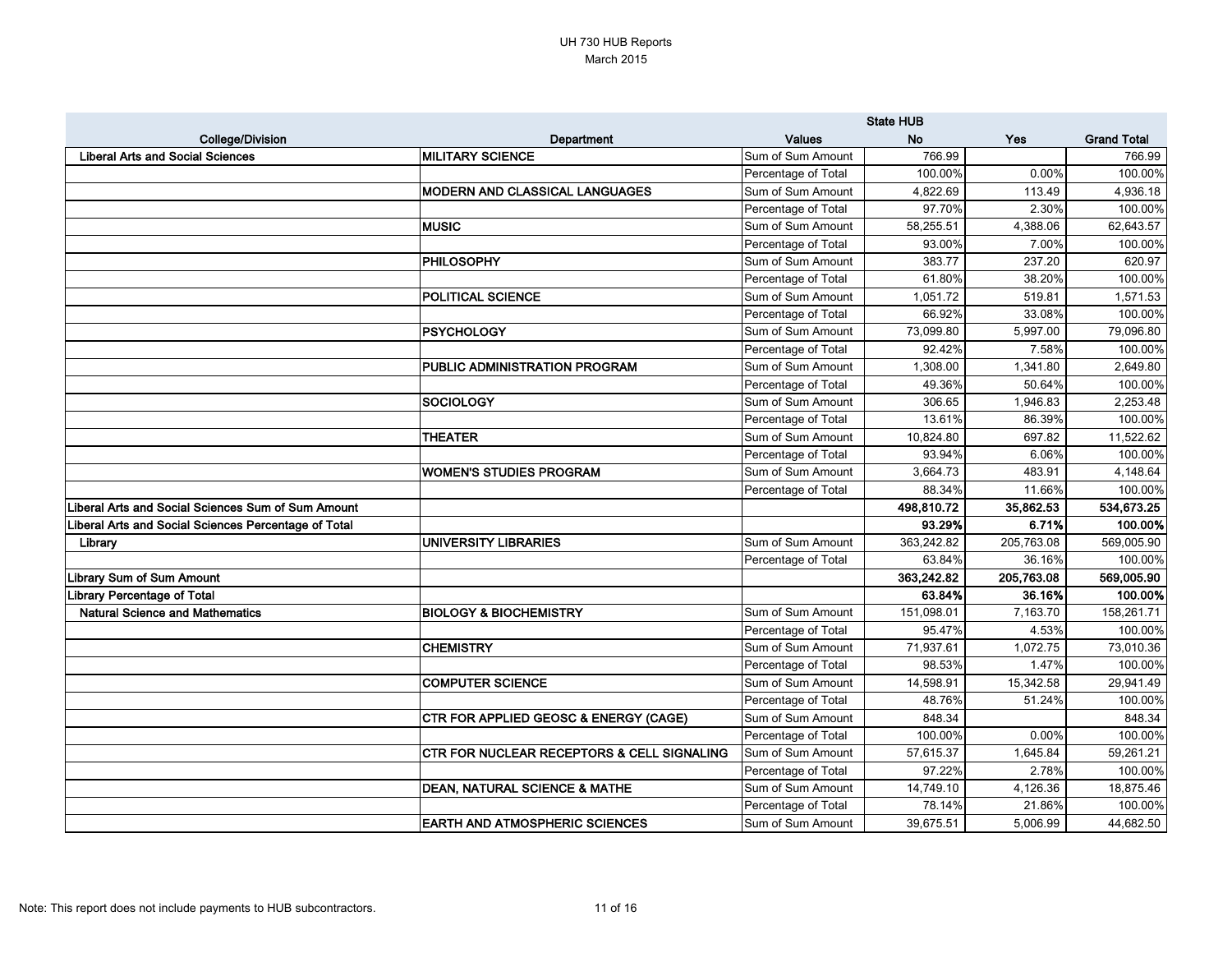| College/Division | Department | Values | State HUB No | State HUB Yes | Grand Total |
|---|---|---|---|---|---|
| **Liberal Arts and Social Sciences** | **MILITARY SCIENCE** | Sum of Sum Amount | 766.99 | | 766.99 |
| | | Percentage of Total | 100.00% | 0.00% | 100.00% |
| | **MODERN AND CLASSICAL LANGUAGES** | Sum of Sum Amount | 4,822.69 | 113.49 | 4,936.18 |
| | | Percentage of Total | 97.70% | 2.30% | 100.00% |
| | **MUSIC** | Sum of Sum Amount | 58,255.51 | 4,388.06 | 62,643.57 |
| | | Percentage of Total | 93.00% | 7.00% | 100.00% |
| | **PHILOSOPHY** | Sum of Sum Amount | 383.77 | 237.20 | 620.97 |
| | | Percentage of Total | 61.80% | 38.20% | 100.00% |
| | **POLITICAL SCIENCE** | Sum of Sum Amount | 1,051.72 | 519.81 | 1,571.53 |
| | | Percentage of Total | 66.92% | 33.08% | 100.00% |
| | **PSYCHOLOGY** | Sum of Sum Amount | 73,099.80 | 5,997.00 | 79,096.80 |
| | | Percentage of Total | 92.42% | 7.58% | 100.00% |
| | **PUBLIC ADMINISTRATION PROGRAM** | Sum of Sum Amount | 1,308.00 | 1,341.80 | 2,649.80 |
| | | Percentage of Total | 49.36% | 50.64% | 100.00% |
| | **SOCIOLOGY** | Sum of Sum Amount | 306.65 | 1,946.83 | 2,253.48 |
| | | Percentage of Total | 13.61% | 86.39% | 100.00% |
| | **THEATER** | Sum of Sum Amount | 10,824.80 | 697.82 | 11,522.62 |
| | | Percentage of Total | 93.94% | 6.06% | 100.00% |
| | **WOMEN'S STUDIES PROGRAM** | Sum of Sum Amount | 3,664.73 | 483.91 | 4,148.64 |
| | | Percentage of Total | 88.34% | 11.66% | 100.00% |
| **Liberal Arts and Social Sciences Sum of Sum Amount** | | | **498,810.72** | **35,862.53** | **534,673.25** |
| **Liberal Arts and Social Sciences Percentage of Total** | | | **93.29%** | **6.71%** | **100.00%** |
| **Library** | **UNIVERSITY LIBRARIES** | Sum of Sum Amount | 363,242.82 | 205,763.08 | 569,005.90 |
| | | Percentage of Total | 63.84% | 36.16% | 100.00% |
| **Library Sum of Sum Amount** | | | **363,242.82** | **205,763.08** | **569,005.90** |
| **Library Percentage of Total** | | | **63.84%** | **36.16%** | **100.00%** |
| **Natural Science and Mathematics** | **BIOLOGY & BIOCHEMISTRY** | Sum of Sum Amount | 151,098.01 | 7,163.70 | 158,261.71 |
| | | Percentage of Total | 95.47% | 4.53% | 100.00% |
| | **CHEMISTRY** | Sum of Sum Amount | 71,937.61 | 1,072.75 | 73,010.36 |
| | | Percentage of Total | 98.53% | 1.47% | 100.00% |
| | **COMPUTER SCIENCE** | Sum of Sum Amount | 14,598.91 | 15,342.58 | 29,941.49 |
| | | Percentage of Total | 48.76% | 51.24% | 100.00% |
| | **CTR FOR APPLIED GEOSC & ENERGY (CAGE)** | Sum of Sum Amount | 848.34 | | 848.34 |
| | | Percentage of Total | 100.00% | 0.00% | 100.00% |
| | **CTR FOR NUCLEAR RECEPTORS & CELL SIGNALING** | Sum of Sum Amount | 57,615.37 | 1,645.84 | 59,261.21 |
| | | Percentage of Total | 97.22% | 2.78% | 100.00% |
| | **DEAN, NATURAL SCIENCE & MATHE** | Sum of Sum Amount | 14,749.10 | 4,126.36 | 18,875.46 |
| | | Percentage of Total | 78.14% | 21.86% | 100.00% |
| | **EARTH AND ATMOSPHERIC SCIENCES** | Sum of Sum Amount | 39,675.51 | 5,006.99 | 44,682.50 |

Note: This report does not include payments to HUB subcontractors.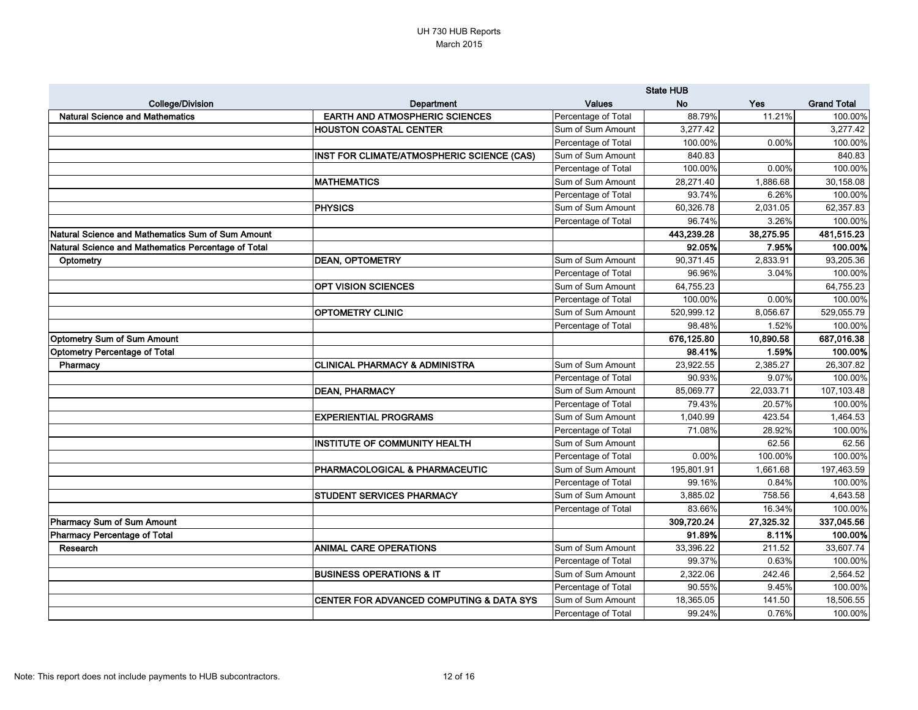UH 730 HUB Reports
March 2015

| | | | State HUB | | |
|---|---|---|---|---|---|
| **College/Division** | **Department** | **Values** | **No** | **Yes** | **Grand Total** |
| **Natural Science and Mathematics** | **EARTH AND ATMOSPHERIC SCIENCES** | Percentage of Total | 88.79% | 11.21% | 100.00% |
| | **HOUSTON COASTAL CENTER** | Sum of Sum Amount | 3,277.42 | | 3,277.42 |
| | | Percentage of Total | 100.00% | 0.00% | 100.00% |
| | **INST FOR CLIMATE/ATMOSPHERIC SCIENCE (CAS)** | Sum of Sum Amount | 840.83 | | 840.83 |
| | | Percentage of Total | 100.00% | 0.00% | 100.00% |
| | **MATHEMATICS** | Sum of Sum Amount | 28,271.40 | 1,886.68 | 30,158.08 |
| | | Percentage of Total | 93.74% | 6.26% | 100.00% |
| | **PHYSICS** | Sum of Sum Amount | 60,326.78 | 2,031.05 | 62,357.83 |
| | | Percentage of Total | 96.74% | 3.26% | 100.00% |
| **Natural Science and Mathematics Sum of Sum Amount** | | | **443,239.28** | **38,275.95** | **481,515.23** |
| **Natural Science and Mathematics Percentage of Total** | | | **92.05%** | **7.95%** | **100.00%** |
| **Optometry** | **DEAN, OPTOMETRY** | Sum of Sum Amount | 90,371.45 | 2,833.91 | 93,205.36 |
| | | Percentage of Total | 96.96% | 3.04% | 100.00% |
| | **OPT VISION SCIENCES** | Sum of Sum Amount | 64,755.23 | | 64,755.23 |
| | | Percentage of Total | 100.00% | 0.00% | 100.00% |
| | **OPTOMETRY CLINIC** | Sum of Sum Amount | 520,999.12 | 8,056.67 | 529,055.79 |
| | | Percentage of Total | 98.48% | 1.52% | 100.00% |
| **Optometry Sum of Sum Amount** | | | **676,125.80** | **10,890.58** | **687,016.38** |
| **Optometry Percentage of Total** | | | **98.41%** | **1.59%** | **100.00%** |
| **Pharmacy** | **CLINICAL PHARMACY & ADMINISTRA** | Sum of Sum Amount | 23,922.55 | 2,385.27 | 26,307.82 |
| | | Percentage of Total | 90.93% | 9.07% | 100.00% |
| | **DEAN, PHARMACY** | Sum of Sum Amount | 85,069.77 | 22,033.71 | 107,103.48 |
| | | Percentage of Total | 79.43% | 20.57% | 100.00% |
| | **EXPERIENTIAL PROGRAMS** | Sum of Sum Amount | 1,040.99 | 423.54 | 1,464.53 |
| | | Percentage of Total | 71.08% | 28.92% | 100.00% |
| | **INSTITUTE OF COMMUNITY HEALTH** | Sum of Sum Amount | | 62.56 | 62.56 |
| | | Percentage of Total | 0.00% | 100.00% | 100.00% |
| | **PHARMACOLOGICAL & PHARMACEUTIC** | Sum of Sum Amount | 195,801.91 | 1,661.68 | 197,463.59 |
| | | Percentage of Total | 99.16% | 0.84% | 100.00% |
| | **STUDENT SERVICES PHARMACY** | Sum of Sum Amount | 3,885.02 | 758.56 | 4,643.58 |
| | | Percentage of Total | 83.66% | 16.34% | 100.00% |
| **Pharmacy Sum of Sum Amount** | | | **309,720.24** | **27,325.32** | **337,045.56** |
| **Pharmacy Percentage of Total** | | | **91.89%** | **8.11%** | **100.00%** |
| **Research** | **ANIMAL CARE OPERATIONS** | Sum of Sum Amount | 33,396.22 | 211.52 | 33,607.74 |
| | | Percentage of Total | 99.37% | 0.63% | 100.00% |
| | **BUSINESS OPERATIONS & IT** | Sum of Sum Amount | 2,322.06 | 242.46 | 2,564.52 |
| | | Percentage of Total | 90.55% | 9.45% | 100.00% |
| | **CENTER FOR ADVANCED COMPUTING & DATA SYS** | Sum of Sum Amount | 18,365.05 | 141.50 | 18,506.55 |
| | | Percentage of Total | 99.24% | 0.76% | 100.00% |

Note: This report does not include payments to HUB subcontractors.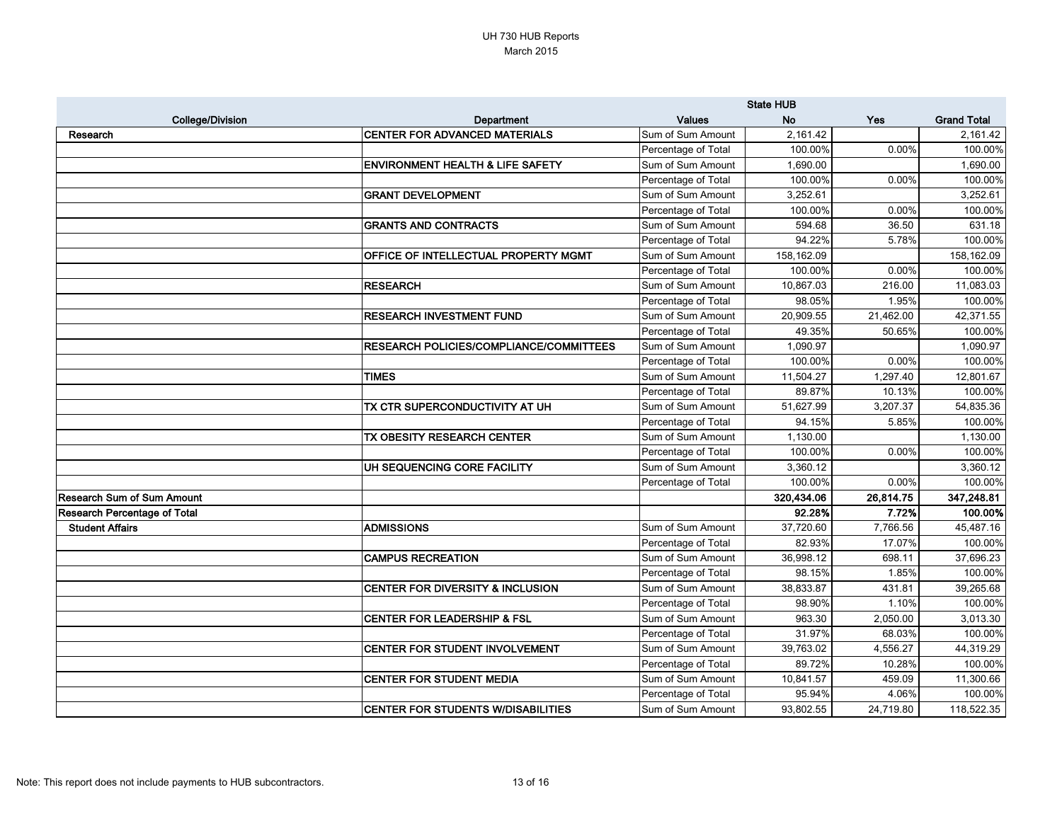UH 730 HUB Reports
March 2015

| College/Division | Department | Values | State HUB No | State HUB Yes | Grand Total |
|---|---|---|---|---|---|
| Research | CENTER FOR ADVANCED MATERIALS | Sum of Sum Amount | 2,161.42 | | 2,161.42 |
| | | Percentage of Total | 100.00% | 0.00% | 100.00% |
| | ENVIRONMENT HEALTH & LIFE SAFETY | Sum of Sum Amount | 1,690.00 | | 1,690.00 |
| | | Percentage of Total | 100.00% | 0.00% | 100.00% |
| | GRANT DEVELOPMENT | Sum of Sum Amount | 3,252.61 | | 3,252.61 |
| | | Percentage of Total | 100.00% | 0.00% | 100.00% |
| | GRANTS AND CONTRACTS | Sum of Sum Amount | 594.68 | 36.50 | 631.18 |
| | | Percentage of Total | 94.22% | 5.78% | 100.00% |
| | OFFICE OF INTELLECTUAL PROPERTY MGMT | Sum of Sum Amount | 158,162.09 | | 158,162.09 |
| | | Percentage of Total | 100.00% | 0.00% | 100.00% |
| | RESEARCH | Sum of Sum Amount | 10,867.03 | 216.00 | 11,083.03 |
| | | Percentage of Total | 98.05% | 1.95% | 100.00% |
| | RESEARCH INVESTMENT FUND | Sum of Sum Amount | 20,909.55 | 21,462.00 | 42,371.55 |
| | | Percentage of Total | 49.35% | 50.65% | 100.00% |
| | RESEARCH POLICIES/COMPLIANCE/COMMITTEES | Sum of Sum Amount | 1,090.97 | | 1,090.97 |
| | | Percentage of Total | 100.00% | 0.00% | 100.00% |
| | TIMES | Sum of Sum Amount | 11,504.27 | 1,297.40 | 12,801.67 |
| | | Percentage of Total | 89.87% | 10.13% | 100.00% |
| | TX CTR SUPERCONDUCTIVITY AT UH | Sum of Sum Amount | 51,627.99 | 3,207.37 | 54,835.36 |
| | | Percentage of Total | 94.15% | 5.85% | 100.00% |
| | TX OBESITY RESEARCH CENTER | Sum of Sum Amount | 1,130.00 | | 1,130.00 |
| | | Percentage of Total | 100.00% | 0.00% | 100.00% |
| | UH SEQUENCING CORE FACILITY | Sum of Sum Amount | 3,360.12 | | 3,360.12 |
| | | Percentage of Total | 100.00% | 0.00% | 100.00% |
| **Research Sum of Sum Amount** | | | **320,434.06** | **26,814.75** | **347,248.81** |
| **Research Percentage of Total** | | | **92.28%** | **7.72%** | **100.00%** |
| Student Affairs | ADMISSIONS | Sum of Sum Amount | 37,720.60 | 7,766.56 | 45,487.16 |
| | | Percentage of Total | 82.93% | 17.07% | 100.00% |
| | CAMPUS RECREATION | Sum of Sum Amount | 36,998.12 | 698.11 | 37,696.23 |
| | | Percentage of Total | 98.15% | 1.85% | 100.00% |
| | CENTER FOR DIVERSITY & INCLUSION | Sum of Sum Amount | 38,833.87 | 431.81 | 39,265.68 |
| | | Percentage of Total | 98.90% | 1.10% | 100.00% |
| | CENTER FOR LEADERSHIP & FSL | Sum of Sum Amount | 963.30 | 2,050.00 | 3,013.30 |
| | | Percentage of Total | 31.97% | 68.03% | 100.00% |
| | CENTER FOR STUDENT INVOLVEMENT | Sum of Sum Amount | 39,763.02 | 4,556.27 | 44,319.29 |
| | | Percentage of Total | 89.72% | 10.28% | 100.00% |
| | CENTER FOR STUDENT MEDIA | Sum of Sum Amount | 10,841.57 | 459.09 | 11,300.66 |
| | | Percentage of Total | 95.94% | 4.06% | 100.00% |
| | CENTER FOR STUDENTS W/DISABILITIES | Sum of Sum Amount | 93,802.55 | 24,719.80 | 118,522.35 |

Note: This report does not include payments to HUB subcontractors.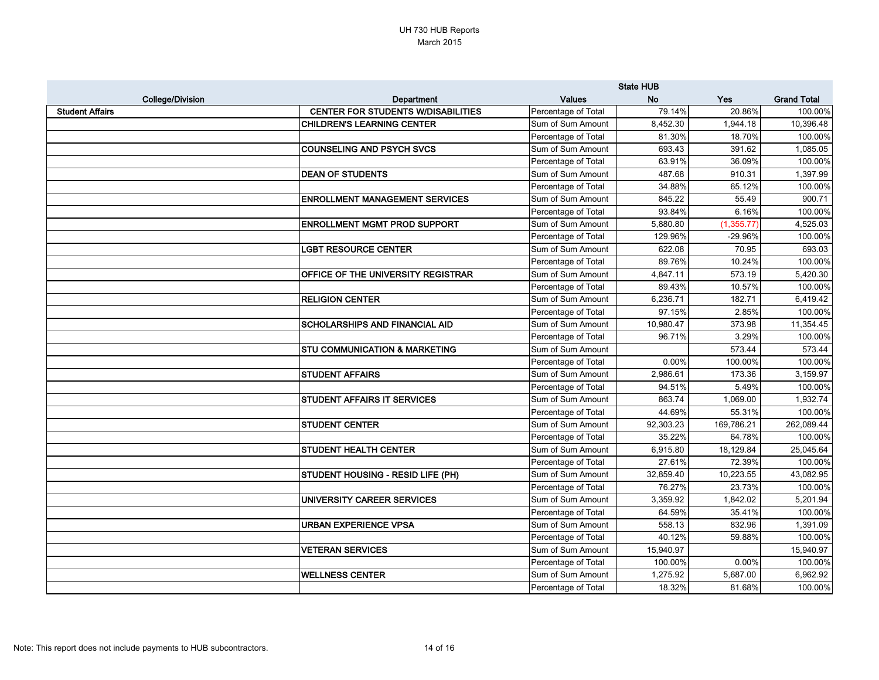UH 730 HUB Reports
March 2015

| College/Division | Department | Values | State HUB No | Yes | Grand Total |
|---|---|---|---|---|---|
| **Student Affairs** | **CENTER FOR STUDENTS W/DISABILITIES** | Percentage of Total | 79.14% | 20.86% | 100.00% |
| | **CHILDREN'S LEARNING CENTER** | Sum of Sum Amount | 8,452.30 | 1,944.18 | 10,396.48 |
| | | Percentage of Total | 81.30% | 18.70% | 100.00% |
| | **COUNSELING AND PSYCH SVCS** | Sum of Sum Amount | 693.43 | 391.62 | 1,085.05 |
| | | Percentage of Total | 63.91% | 36.09% | 100.00% |
| | **DEAN OF STUDENTS** | Sum of Sum Amount | 487.68 | 910.31 | 1,397.99 |
| | | Percentage of Total | 34.88% | 65.12% | 100.00% |
| | **ENROLLMENT MANAGEMENT SERVICES** | Sum of Sum Amount | 845.22 | 55.49 | 900.71 |
| | | Percentage of Total | 93.84% | 6.16% | 100.00% |
| | **ENROLLMENT MGMT PROD SUPPORT** | Sum of Sum Amount | 5,880.80 | (1,355.77) | 4,525.03 |
| | | Percentage of Total | 129.96% | -29.96% | 100.00% |
| | **LGBT RESOURCE CENTER** | Sum of Sum Amount | 622.08 | 70.95 | 693.03 |
| | | Percentage of Total | 89.76% | 10.24% | 100.00% |
| | **OFFICE OF THE UNIVERSITY REGISTRAR** | Sum of Sum Amount | 4,847.11 | 573.19 | 5,420.30 |
| | | Percentage of Total | 89.43% | 10.57% | 100.00% |
| | **RELIGION CENTER** | Sum of Sum Amount | 6,236.71 | 182.71 | 6,419.42 |
| | | Percentage of Total | 97.15% | 2.85% | 100.00% |
| | **SCHOLARSHIPS AND FINANCIAL AID** | Sum of Sum Amount | 10,980.47 | 373.98 | 11,354.45 |
| | | Percentage of Total | 96.71% | 3.29% | 100.00% |
| | **STU COMMUNICATION & MARKETING** | Sum of Sum Amount | | 573.44 | 573.44 |
| | | Percentage of Total | 0.00% | 100.00% | 100.00% |
| | **STUDENT AFFAIRS** | Sum of Sum Amount | 2,986.61 | 173.36 | 3,159.97 |
| | | Percentage of Total | 94.51% | 5.49% | 100.00% |
| | **STUDENT AFFAIRS IT SERVICES** | Sum of Sum Amount | 863.74 | 1,069.00 | 1,932.74 |
| | | Percentage of Total | 44.69% | 55.31% | 100.00% |
| | **STUDENT CENTER** | Sum of Sum Amount | 92,303.23 | 169,786.21 | 262,089.44 |
| | | Percentage of Total | 35.22% | 64.78% | 100.00% |
| | **STUDENT HEALTH CENTER** | Sum of Sum Amount | 6,915.80 | 18,129.84 | 25,045.64 |
| | | Percentage of Total | 27.61% | 72.39% | 100.00% |
| | **STUDENT HOUSING - RESID LIFE (PH)** | Sum of Sum Amount | 32,859.40 | 10,223.55 | 43,082.95 |
| | | Percentage of Total | 76.27% | 23.73% | 100.00% |
| | **UNIVERSITY CAREER SERVICES** | Sum of Sum Amount | 3,359.92 | 1,842.02 | 5,201.94 |
| | | Percentage of Total | 64.59% | 35.41% | 100.00% |
| | **URBAN EXPERIENCE VPSA** | Sum of Sum Amount | 558.13 | 832.96 | 1,391.09 |
| | | Percentage of Total | 40.12% | 59.88% | 100.00% |
| | **VETERAN SERVICES** | Sum of Sum Amount | 15,940.97 | | 15,940.97 |
| | | Percentage of Total | 100.00% | 0.00% | 100.00% |
| | **WELLNESS CENTER** | Sum of Sum Amount | 1,275.92 | 5,687.00 | 6,962.92 |
| | | Percentage of Total | 18.32% | 81.68% | 100.00% |

Note: This report does not include payments to HUB subcontractors.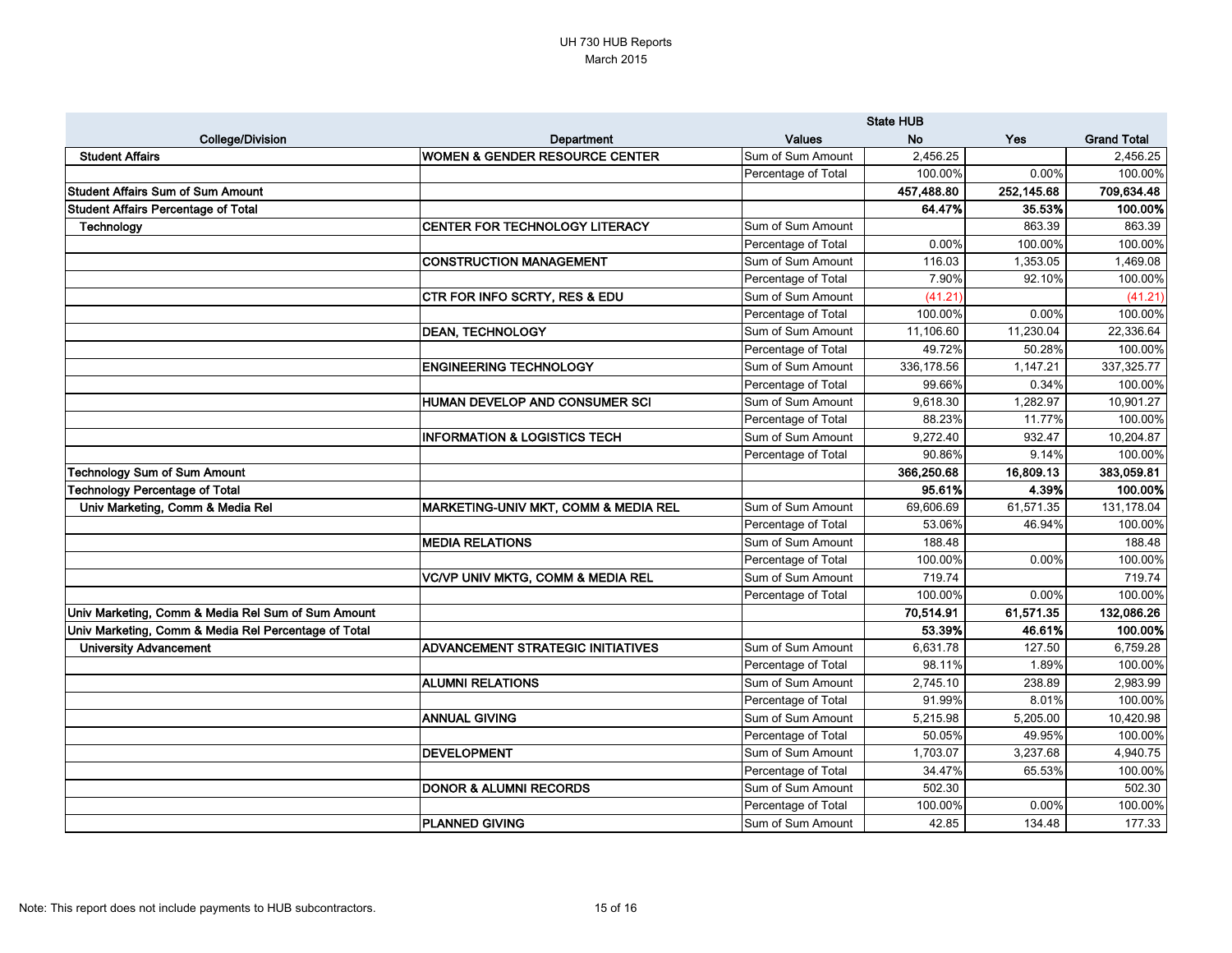UH 730 HUB Reports
March 2015

| College/Division | Department | Values | State HUB No | Yes | Grand Total |
|---|---|---|---|---|---|
| Student Affairs | WOMEN & GENDER RESOURCE CENTER | Sum of Sum Amount | 2,456.25 | | 2,456.25 |
| | | Percentage of Total | 100.00% | 0.00% | 100.00% |
| **Student Affairs Sum of Sum Amount** | | | **457,488.80** | **252,145.68** | **709,634.48** |
| **Student Affairs Percentage of Total** | | | **64.47%** | **35.53%** | **100.00%** |
| Technology | CENTER FOR TECHNOLOGY LITERACY | Sum of Sum Amount | | 863.39 | 863.39 |
| | | Percentage of Total | 0.00% | 100.00% | 100.00% |
| | CONSTRUCTION MANAGEMENT | Sum of Sum Amount | 116.03 | 1,353.05 | 1,469.08 |
| | | Percentage of Total | 7.90% | 92.10% | 100.00% |
| | CTR FOR INFO SCRTY, RES & EDU | Sum of Sum Amount | (41.21) | | (41.21) |
| | | Percentage of Total | 100.00% | 0.00% | 100.00% |
| | DEAN, TECHNOLOGY | Sum of Sum Amount | 11,106.60 | 11,230.04 | 22,336.64 |
| | | Percentage of Total | 49.72% | 50.28% | 100.00% |
| | ENGINEERING TECHNOLOGY | Sum of Sum Amount | 336,178.56 | 1,147.21 | 337,325.77 |
| | | Percentage of Total | 99.66% | 0.34% | 100.00% |
| | HUMAN DEVELOP AND CONSUMER SCI | Sum of Sum Amount | 9,618.30 | 1,282.97 | 10,901.27 |
| | | Percentage of Total | 88.23% | 11.77% | 100.00% |
| | INFORMATION & LOGISTICS TECH | Sum of Sum Amount | 9,272.40 | 932.47 | 10,204.87 |
| | | Percentage of Total | 90.86% | 9.14% | 100.00% |
| **Technology Sum of Sum Amount** | | | **366,250.68** | **16,809.13** | **383,059.81** |
| **Technology Percentage of Total** | | | **95.61%** | **4.39%** | **100.00%** |
| Univ Marketing, Comm & Media Rel | MARKETING-UNIV MKT, COMM & MEDIA REL | Sum of Sum Amount | 69,606.69 | 61,571.35 | 131,178.04 |
| | | Percentage of Total | 53.06% | 46.94% | 100.00% |
| | MEDIA RELATIONS | Sum of Sum Amount | 188.48 | | 188.48 |
| | | Percentage of Total | 100.00% | 0.00% | 100.00% |
| | VC/VP UNIV MKTG, COMM & MEDIA REL | Sum of Sum Amount | 719.74 | | 719.74 |
| | | Percentage of Total | 100.00% | 0.00% | 100.00% |
| **Univ Marketing, Comm & Media Rel Sum of Sum Amount** | | | **70,514.91** | **61,571.35** | **132,086.26** |
| **Univ Marketing, Comm & Media Rel Percentage of Total** | | | **53.39%** | **46.61%** | **100.00%** |
| University Advancement | ADVANCEMENT STRATEGIC INITIATIVES | Sum of Sum Amount | 6,631.78 | 127.50 | 6,759.28 |
| | | Percentage of Total | 98.11% | 1.89% | 100.00% |
| | ALUMNI RELATIONS | Sum of Sum Amount | 2,745.10 | 238.89 | 2,983.99 |
| | | Percentage of Total | 91.99% | 8.01% | 100.00% |
| | ANNUAL GIVING | Sum of Sum Amount | 5,215.98 | 5,205.00 | 10,420.98 |
| | | Percentage of Total | 50.05% | 49.95% | 100.00% |
| | DEVELOPMENT | Sum of Sum Amount | 1,703.07 | 3,237.68 | 4,940.75 |
| | | Percentage of Total | 34.47% | 65.53% | 100.00% |
| | DONOR & ALUMNI RECORDS | Sum of Sum Amount | 502.30 | | 502.30 |
| | | Percentage of Total | 100.00% | 0.00% | 100.00% |
| | PLANNED GIVING | Sum of Sum Amount | 42.85 | 134.48 | 177.33 |

Note: This report does not include payments to HUB subcontractors.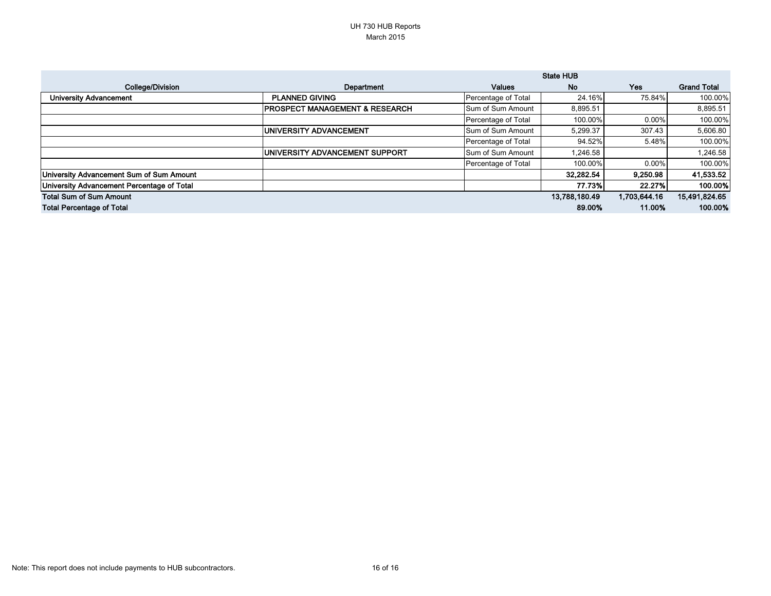UH 730 HUB Reports
March 2015

| | | | State HUB | | |
|---|---|---|---|---|---|
| **College/Division** | **Department** | **Values** | **No** | **Yes** | **Grand Total** |
| **University Advancement** | **PLANNED GIVING** | Percentage of Total | 24.16% | 75.84% | 100.00% |
| | **PROSPECT MANAGEMENT & RESEARCH** | Sum of Sum Amount | 8,895.51 | | 8,895.51 |
| | | Percentage of Total | 100.00% | 0.00% | 100.00% |
| | **UNIVERSITY ADVANCEMENT** | Sum of Sum Amount | 5,299.37 | 307.43 | 5,606.80 |
| | | Percentage of Total | 94.52% | 5.48% | 100.00% |
| | **UNIVERSITY ADVANCEMENT SUPPORT** | Sum of Sum Amount | 1,246.58 | | 1,246.58 |
| | | Percentage of Total | 100.00% | 0.00% | 100.00% |
| **University Advancement Sum of Sum Amount** | | | **32,282.54** | **9,250.98** | **41,533.52** |
| **University Advancement Percentage of Total** | | | **77.73%** | **22.27%** | **100.00%** |
| **Total Sum of Sum Amount** | | | **13,788,180.49** | **1,703,644.16** | **15,491,824.65** |
| **Total Percentage of Total** | | | **89.00%** | **11.00%** | **100.00%** |

Note: This report does not include payments to HUB subcontractors.